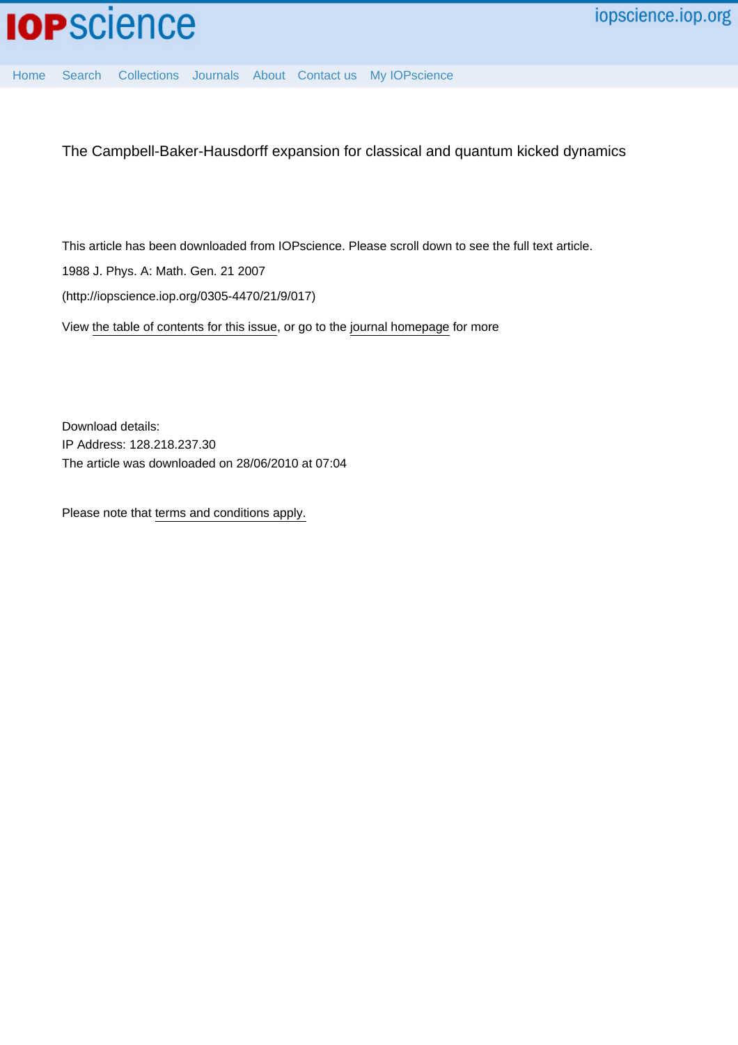# The Campbell-Baker-Hausdorff expansion for classical and quantum kicked dynamics

This article has been downloaded from IOPscience. Please scroll down to see the full text article.

1988 J. Phys. A: Math. Gen. 21 2007

(http://iopscience.iop.org/0305-4470/21/9/017)

View the table of contents for this issue, or go to the journal homepage for more

Download details:
IP Address: 128.218.237.30
The article was downloaded on 28/06/2010 at 07:04

Please note that terms and conditions apply.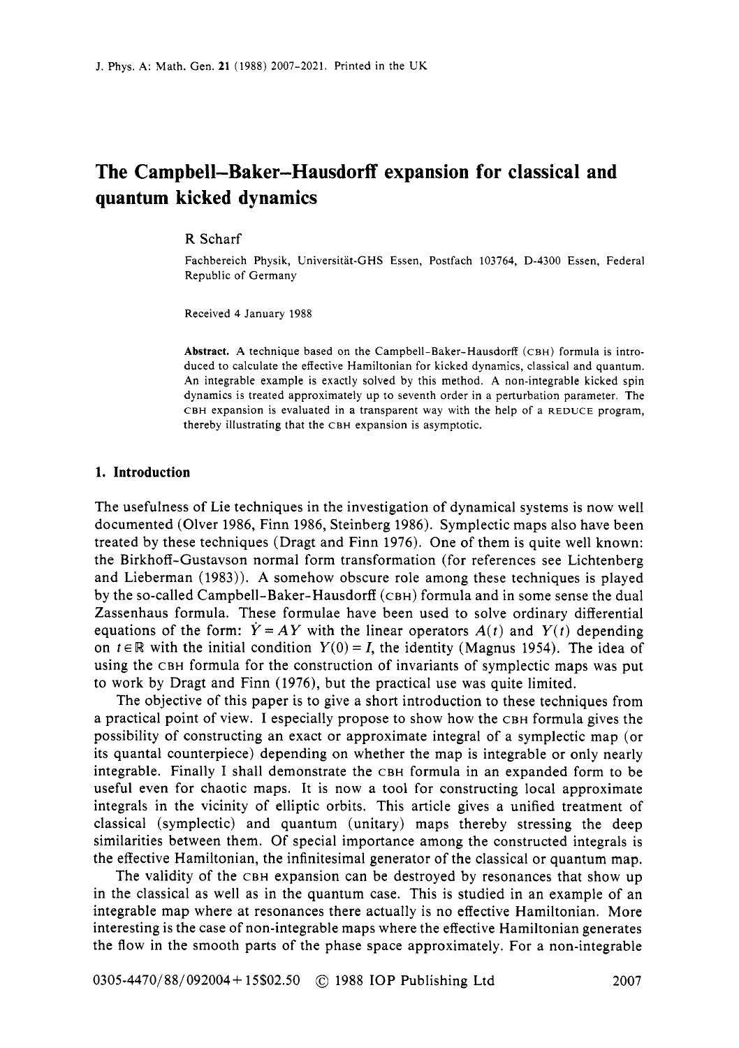# The Campbell–Baker–Hausdorff expansion for classical and quantum kicked dynamics

R Scharf

Fachbereich Physik, Universität-GHS Essen, Postfach 103764, D-4300 Essen, Federal Republic of Germany

Received 4 January 1988

**Abstract.** A technique based on the Campbell-Baker-Hausdorff (CBH) formula is introduced to calculate the effective Hamiltonian for kicked dynamics, classical and quantum. An integrable example is exactly solved by this method. A non-integrable kicked spin dynamics is treated approximately up to seventh order in a perturbation parameter. The CBH expansion is evaluated in a transparent way with the help of a REDUCE program, thereby illustrating that the CBH expansion is asymptotic.

## 1. Introduction

The usefulness of Lie techniques in the investigation of dynamical systems is now well documented (Olver 1986, Finn 1986, Steinberg 1986). Symplectic maps also have been treated by these techniques (Dragt and Finn 1976). One of them is quite well known: the Birkhoff-Gustavson normal form transformation (for references see Lichtenberg and Lieberman (1983)). A somehow obscure role among these techniques is played by the so-called Campbell-Baker-Hausdorff (CBH) formula and in some sense the dual Zassenhaus formula. These formulae have been used to solve ordinary differential equations of the form: $\dot{Y} = AY$ with the linear operators $A(t)$ and $Y(t)$ depending on $t \in \mathbb{R}$ with the initial condition $Y(0) = I$, the identity (Magnus 1954). The idea of using the CBH formula for the construction of invariants of symplectic maps was put to work by Dragt and Finn (1976), but the practical use was quite limited.

The objective of this paper is to give a short introduction to these techniques from a practical point of view. I especially propose to show how the CBH formula gives the possibility of constructing an exact or approximate integral of a symplectic map (or its quantal counterpiece) depending on whether the map is integrable or only nearly integrable. Finally I shall demonstrate the CBH formula in an expanded form to be useful even for chaotic maps. It is now a tool for constructing local approximate integrals in the vicinity of elliptic orbits. This article gives a unified treatment of classical (symplectic) and quantum (unitary) maps thereby stressing the deep similarities between them. Of special importance among the constructed integrals is the effective Hamiltonian, the infinitesimal generator of the classical or quantum map.

The validity of the CBH expansion can be destroyed by resonances that show up in the classical as well as in the quantum case. This is studied in an example of an integrable map where at resonances there actually is no effective Hamiltonian. More interesting is the case of non-integrable maps where the effective Hamiltonian generates the flow in the smooth parts of the phase space approximately. For a non-integrable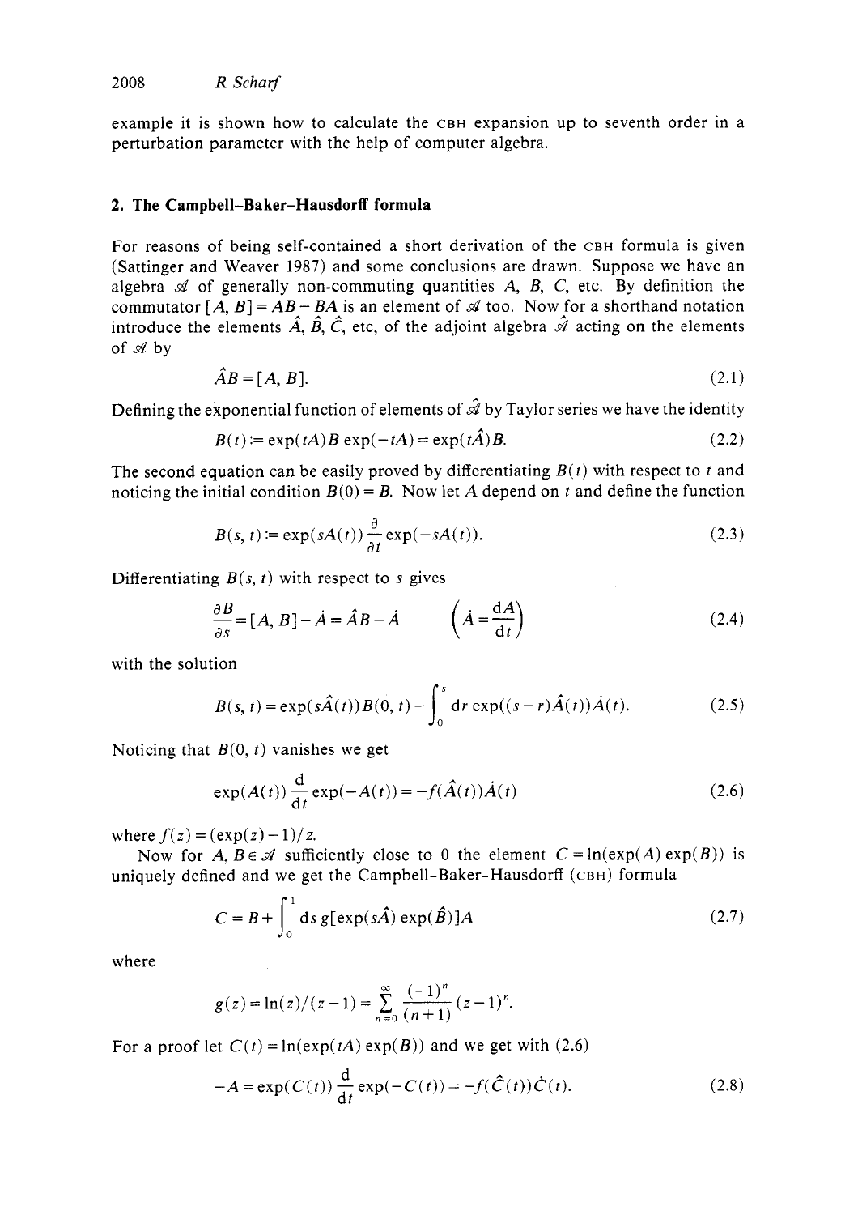example it is shown how to calculate the CBH expansion up to seventh order in a perturbation parameter with the help of computer algebra.

## 2. The Campbell–Baker–Hausdorff formula

For reasons of being self-contained a short derivation of the CBH formula is given (Sattinger and Weaver 1987) and some conclusions are drawn. Suppose we have an algebra $\mathscr{A}$ of generally non-commuting quantities $A$, $B$, $C$, etc. By definition the commutator $[A, B] = AB - BA$ is an element of $\mathscr{A}$ too. Now for a shorthand notation introduce the elements $\hat{A}$, $\hat{B}$, $\hat{C}$, etc, of the adjoint algebra $\hat{\mathscr{A}}$ acting on the elements of $\mathscr{A}$ by

$$\hat{A}B = [A, B]. \tag{2.1}$$

Defining the exponential function of elements of $\hat{\mathscr{A}}$ by Taylor series we have the identity

$$B(t) := \exp(tA)B\exp(-tA) = \exp(t\hat{A})B. \tag{2.2}$$

The second equation can be easily proved by differentiating $B(t)$ with respect to $t$ and noticing the initial condition $B(0) = B$. Now let $A$ depend on $t$ and define the function

$$B(s, t) := \exp(sA(t))\frac{\partial}{\partial t}\exp(-sA(t)). \tag{2.3}$$

Differentiating $B(s, t)$ with respect to $s$ gives

$$\frac{\partial B}{\partial s} = [A, B] - \dot{A} = \hat{A}B - \dot{A} \qquad \left(\dot{A} = \frac{\mathrm{d}A}{\mathrm{d}t}\right) \tag{2.4}$$

with the solution

$$B(s, t) = \exp(s\hat{A}(t))B(0, t) - \int_0^s \mathrm{d}r\, \exp((s - r)\hat{A}(t))\dot{A}(t). \tag{2.5}$$

Noticing that $B(0, t)$ vanishes we get

$$\exp(A(t))\frac{\mathrm{d}}{\mathrm{d}t}\exp(-A(t)) = -f(\hat{A}(t))\dot{A}(t) \tag{2.6}$$

where $f(z) = (\exp(z) - 1)/z$.

Now for $A, B \in \mathscr{A}$ sufficiently close to 0 the element $C = \ln(\exp(A)\exp(B))$ is uniquely defined and we get the Campbell-Baker-Hausdorff (CBH) formula

$$C = B + \int_0^1 \mathrm{d}s\, g[\exp(s\hat{A})\exp(\hat{B})]A \tag{2.7}$$

where

$$g(z) = \ln(z)/(z - 1) = \sum_{n=0}^{\infty} \frac{(-1)^n}{(n+1)}(z - 1)^n.$$

For a proof let $C(t) = \ln(\exp(tA)\exp(B))$ and we get with (2.6)

$$-A = \exp(C(t))\frac{\mathrm{d}}{\mathrm{d}t}\exp(-C(t)) = -f(\hat{C}(t))\dot{C}(t). \tag{2.8}$$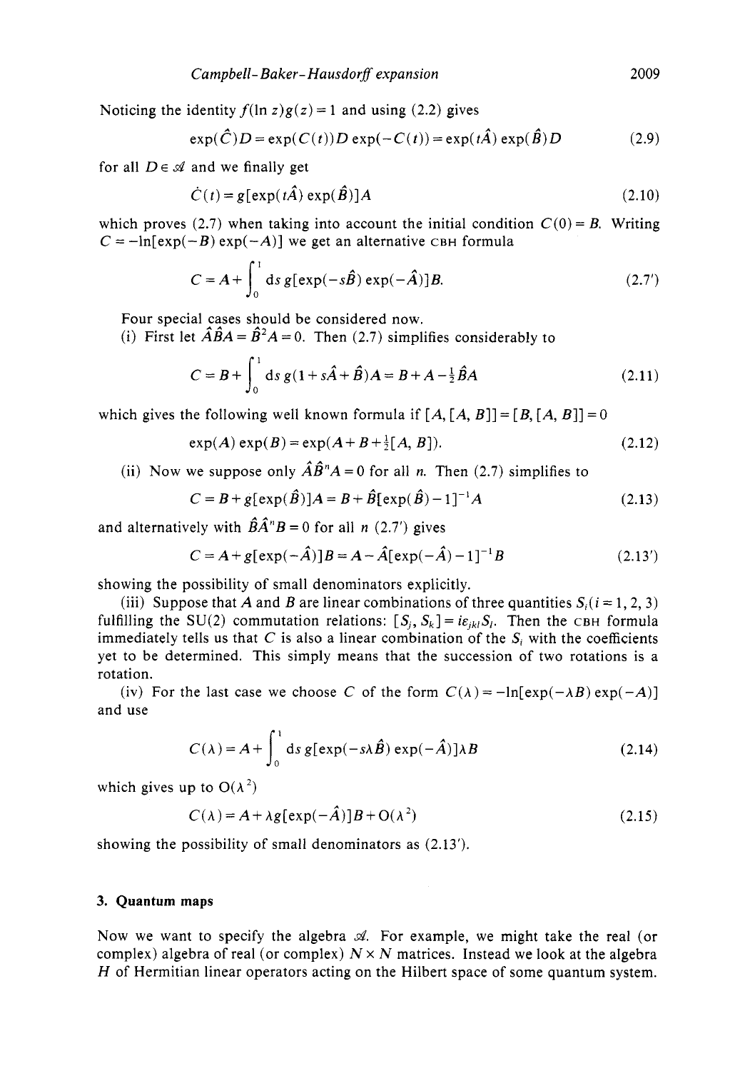Noticing the identity $f(\ln z)g(z) = 1$ and using (2.2) gives

$$\exp(\hat{C})D = \exp(C(t))D\exp(-C(t)) = \exp(t\hat{A})\exp(\hat{B})D \tag{2.9}$$

for all $D \in \mathscr{A}$ and we finally get

$$\dot{C}(t) = g[\exp(t\hat{A})\exp(\hat{B})]A \tag{2.10}$$

which proves (2.7) when taking into account the initial condition $C(0) = B$. Writing $C = -\ln[\exp(-B)\exp(-A)]$ we get an alternative CBH formula

$$C = A + \int_0^1 \mathrm{d}s\, g[\exp(-s\hat{B})\exp(-\hat{A})]B. \tag{2.7'}$$

Four special cases should be considered now.

(i) First let $\hat{A}\hat{B}A = \hat{B}^2 A = 0$. Then (2.7) simplifies considerably to

$$C = B + \int_0^1 \mathrm{d}s\, g(1 + s\hat{A} + \hat{B})A = B + A - \tfrac{1}{2}\hat{B}A \tag{2.11}$$

which gives the following well known formula if $[A,[A,B]] = [B,[A,B]] = 0$

$$\exp(A)\exp(B) = \exp(A + B + \tfrac{1}{2}[A,B]). \tag{2.12}$$

(ii) Now we suppose only $\hat{A}\hat{B}^n A = 0$ for all $n$. Then (2.7) simplifies to

$$C = B + g[\exp(\hat{B})]A = B + \hat{B}[\exp(\hat{B}) - 1]^{-1}A \tag{2.13}$$

and alternatively with $\hat{B}\hat{A}^n B = 0$ for all $n$ (2.7') gives

$$C = A + g[\exp(-\hat{A})]B = A - \hat{A}[\exp(-\hat{A}) - 1]^{-1}B \tag{2.13'}$$

showing the possibility of small denominators explicitly.

(iii) Suppose that $A$ and $B$ are linear combinations of three quantities $S_i (i = 1, 2, 3)$ fulfilling the SU(2) commutation relations: $[S_j, S_k] = i\varepsilon_{jkl}S_l$. Then the CBH formula immediately tells us that $C$ is also a linear combination of the $S_i$ with the coefficients yet to be determined. This simply means that the succession of two rotations is a rotation.

(iv) For the last case we choose $C$ of the form $C(\lambda) = -\ln[\exp(-\lambda B)\exp(-A)]$ and use

$$C(\lambda) = A + \int_0^1 \mathrm{d}s\, g[\exp(-s\lambda\hat{B})\exp(-\hat{A})]\lambda B \tag{2.14}$$

which gives up to $O(\lambda^2)$

$$C(\lambda) = A + \lambda g[\exp(-\hat{A})]B + O(\lambda^2) \tag{2.15}$$

showing the possibility of small denominators as (2.13').

## 3. Quantum maps

Now we want to specify the algebra $\mathscr{A}$. For example, we might take the real (or complex) algebra of real (or complex) $N \times N$ matrices. Instead we look at the algebra $H$ of Hermitian linear operators acting on the Hilbert space of some quantum system.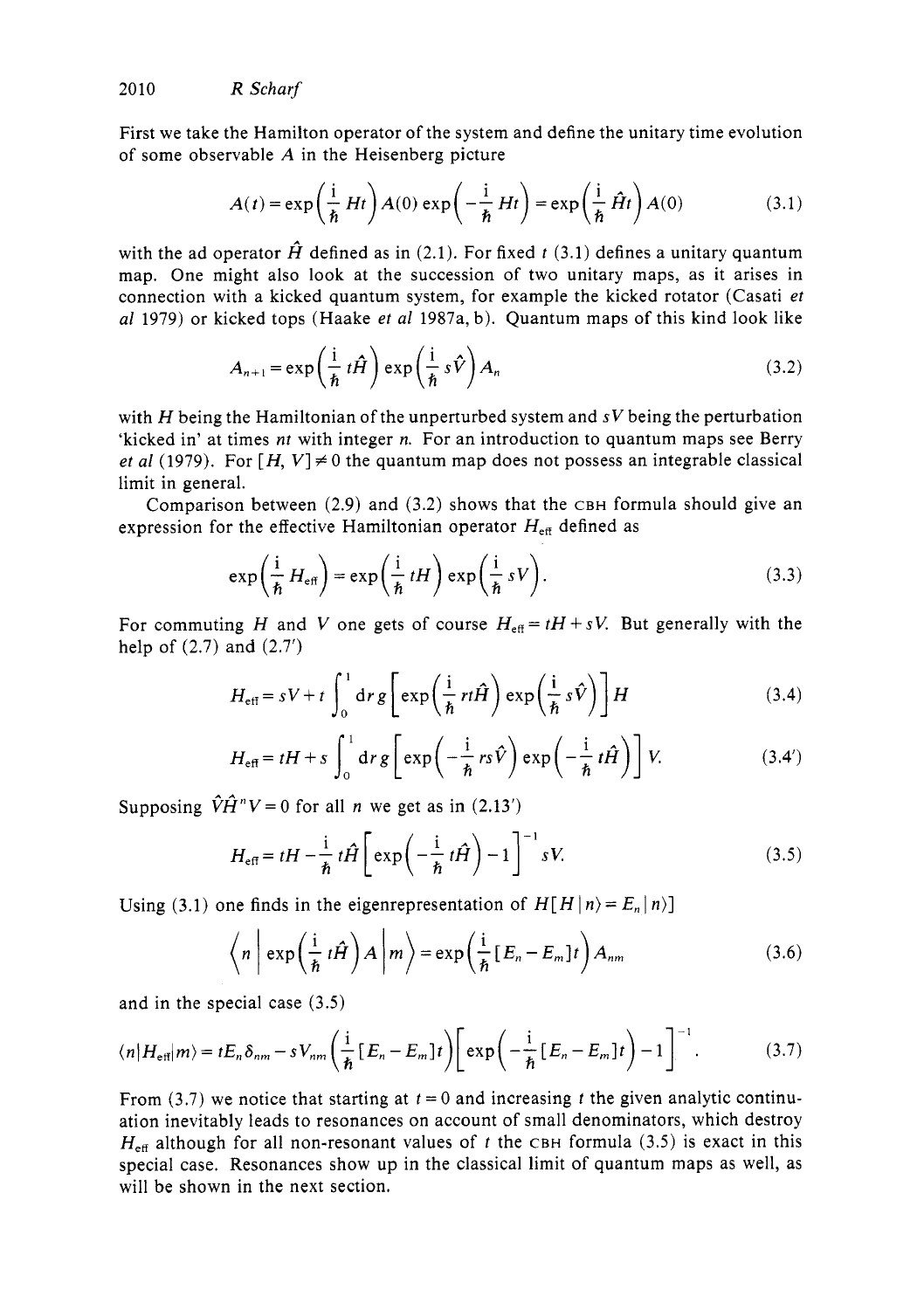First we take the Hamilton operator of the system and define the unitary time evolution of some observable $A$ in the Heisenberg picture

$$A(t) = \exp\left(\frac{\mathrm{i}}{\hbar} Ht\right) A(0) \exp\left(-\frac{\mathrm{i}}{\hbar} Ht\right) = \exp\left(\frac{\mathrm{i}}{\hbar} \hat{H} t\right) A(0) \tag{3.1}$$

with the ad operator $\hat{H}$ defined as in (2.1). For fixed $t$ (3.1) defines a unitary quantum map. One might also look at the succession of two unitary maps, as it arises in connection with a kicked quantum system, for example the kicked rotator (Casati *et al* 1979) or kicked tops (Haake *et al* 1987a, b). Quantum maps of this kind look like

$$A_{n+1} = \exp\left(\frac{\mathrm{i}}{\hbar} t\hat{H}\right) \exp\left(\frac{\mathrm{i}}{\hbar} s\hat{V}\right) A_n \tag{3.2}$$

with $H$ being the Hamiltonian of the unperturbed system and $sV$ being the perturbation 'kicked in' at times $nt$ with integer $n$. For an introduction to quantum maps see Berry *et al* (1979). For $[H, V] \neq 0$ the quantum map does not possess an integrable classical limit in general.

Comparison between (2.9) and (3.2) shows that the CBH formula should give an expression for the effective Hamiltonian operator $H_{\mathrm{eff}}$ defined as

$$\exp\left(\frac{\mathrm{i}}{\hbar} H_{\mathrm{eff}}\right) = \exp\left(\frac{\mathrm{i}}{\hbar} tH\right) \exp\left(\frac{\mathrm{i}}{\hbar} sV\right). \tag{3.3}$$

For commuting $H$ and $V$ one gets of course $H_{\mathrm{eff}} = tH + sV$. But generally with the help of (2.7) and (2.7′)

$$H_{\mathrm{eff}} = sV + t \int_0^1 \mathrm{d}r\, g\left[\exp\left(\frac{\mathrm{i}}{\hbar} rt\hat{H}\right) \exp\left(\frac{\mathrm{i}}{\hbar} s\hat{V}\right)\right] H \tag{3.4}$$

$$H_{\mathrm{eff}} = tH + s \int_0^1 \mathrm{d}r\, g\left[\exp\left(-\frac{\mathrm{i}}{\hbar} rs\hat{V}\right) \exp\left(-\frac{\mathrm{i}}{\hbar} t\hat{H}\right)\right] V. \tag{3.4′}$$

Supposing $\hat{V}\hat{H}^n V = 0$ for all $n$ we get as in (2.13′)

$$H_{\mathrm{eff}} = tH - \frac{\mathrm{i}}{\hbar} t\hat{H}\left[\exp\left(-\frac{\mathrm{i}}{\hbar} t\hat{H}\right) - 1\right]^{-1} sV. \tag{3.5}$$

Using (3.1) one finds in the eigenrepresentation of $H[H|n\rangle = E_n|n\rangle]$

$$\left\langle n \left| \exp\left(\frac{\mathrm{i}}{\hbar} t\hat{H}\right) A \right| m \right\rangle = \exp\left(\frac{\mathrm{i}}{\hbar} [E_n - E_m] t\right) A_{nm} \tag{3.6}$$

and in the special case (3.5)

$$\langle n | H_{\mathrm{eff}} | m \rangle = tE_n \delta_{nm} - sV_{nm}\left(\frac{\mathrm{i}}{\hbar}[E_n - E_m]t\right)\left[\exp\left(-\frac{\mathrm{i}}{\hbar}[E_n - E_m]t\right) - 1\right]^{-1}. \tag{3.7}$$

From (3.7) we notice that starting at $t = 0$ and increasing $t$ the given analytic continuation inevitably leads to resonances on account of small denominators, which destroy $H_{\mathrm{eff}}$ although for all non-resonant values of $t$ the CBH formula (3.5) is exact in this special case. Resonances show up in the classical limit of quantum maps as well, as will be shown in the next section.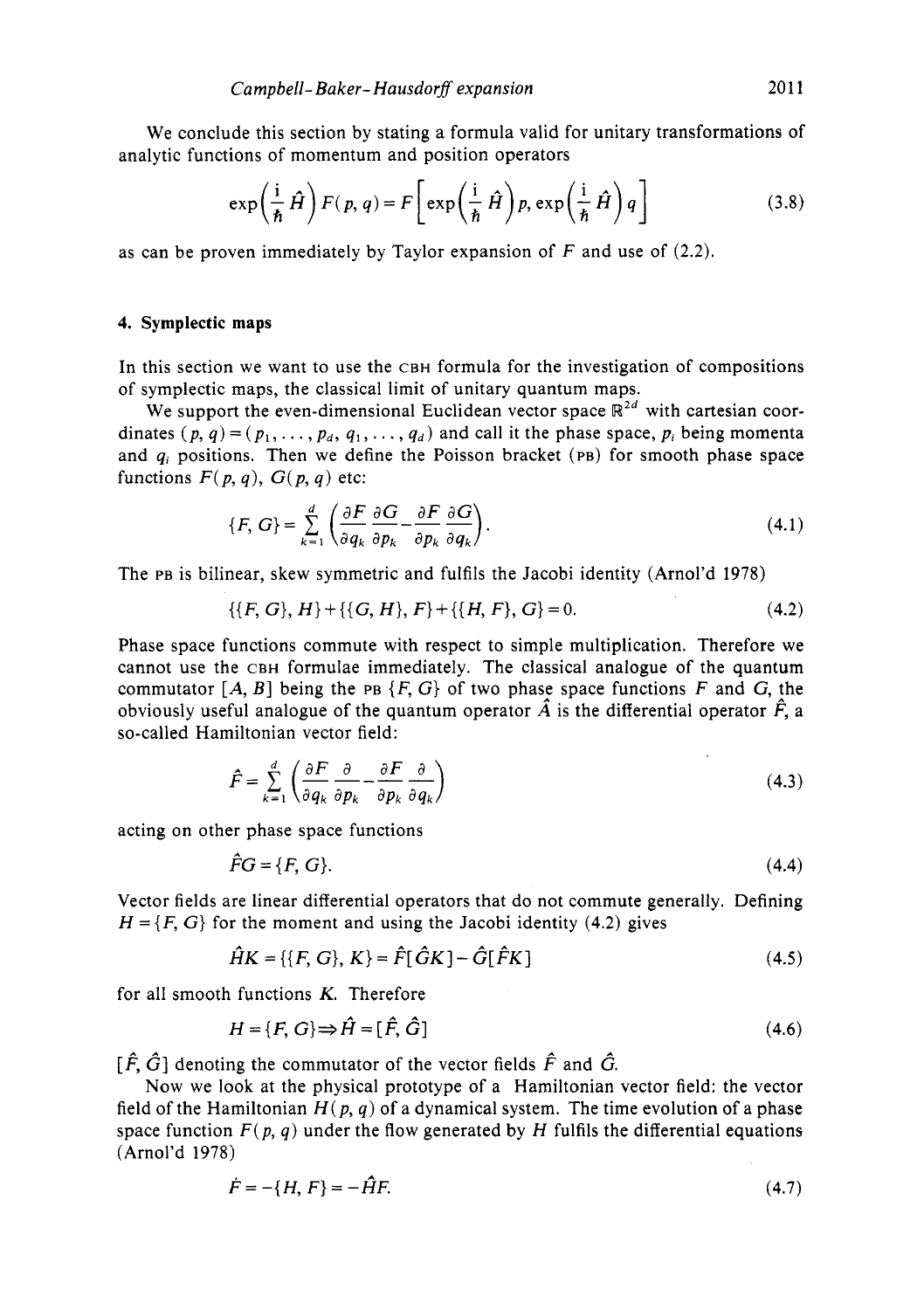We conclude this section by stating a formula valid for unitary transformations of analytic functions of momentum and position operators

$$\exp\left(\frac{\mathrm{i}}{\hbar}\hat{H}\right)F(p,q)=F\left[\exp\left(\frac{\mathrm{i}}{\hbar}\hat{H}\right)p,\exp\left(\frac{\mathrm{i}}{\hbar}\hat{H}\right)q\right] \tag{3.8}$$

as can be proven immediately by Taylor expansion of $F$ and use of (2.2).

## 4. Symplectic maps

In this section we want to use the CBH formula for the investigation of compositions of symplectic maps, the classical limit of unitary quantum maps.

We support the even-dimensional Euclidean vector space $\mathbb{R}^{2d}$ with cartesian coordinates $(p, q) = (p_1, \ldots, p_d, q_1, \ldots, q_d)$ and call it the phase space, $p_i$ being momenta and $q_i$ positions. Then we define the Poisson bracket (PB) for smooth phase space functions $F(p, q)$, $G(p, q)$ etc:

$$\{F, G\}=\sum_{k=1}^{d}\left(\frac{\partial F}{\partial q_k}\frac{\partial G}{\partial p_k}-\frac{\partial F}{\partial p_k}\frac{\partial G}{\partial q_k}\right). \tag{4.1}$$

The PB is bilinear, skew symmetric and fulfils the Jacobi identity (Arnol'd 1978)

$$\{\{F, G\}, H\}+\{\{G, H\}, F\}+\{\{H, F\}, G\}=0. \tag{4.2}$$

Phase space functions commute with respect to simple multiplication. Therefore we cannot use the CBH formulae immediately. The classical analogue of the quantum commutator $[A, B]$ being the PB $\{F, G\}$ of two phase space functions $F$ and $G$, the obviously useful analogue of the quantum operator $\hat{A}$ is the differential operator $\hat{F}$, a so-called Hamiltonian vector field:

$$\hat{F}=\sum_{k=1}^{d}\left(\frac{\partial F}{\partial q_k}\frac{\partial}{\partial p_k}-\frac{\partial F}{\partial p_k}\frac{\partial}{\partial q_k}\right) \tag{4.3}$$

acting on other phase space functions

$$\hat{F}G=\{F, G\}. \tag{4.4}$$

Vector fields are linear differential operators that do not commute generally. Defining $H=\{F, G\}$ for the moment and using the Jacobi identity (4.2) gives

$$\hat{H}K=\{\{F, G\}, K\}=\hat{F}[\hat{G}K]-\hat{G}[\hat{F}K] \tag{4.5}$$

for all smooth functions $K$. Therefore

$$H=\{F, G\}\Rightarrow \hat{H}=[\hat{F}, \hat{G}] \tag{4.6}$$

$[\hat{F}, \hat{G}]$ denoting the commutator of the vector fields $\hat{F}$ and $\hat{G}$.

Now we look at the physical prototype of a Hamiltonian vector field: the vector field of the Hamiltonian $H(p, q)$ of a dynamical system. The time evolution of a phase space function $F(p, q)$ under the flow generated by $H$ fulfils the differential equations (Arnol'd 1978)

$$\dot{F}=-\{H, F\}=-\hat{H}F. \tag{4.7}$$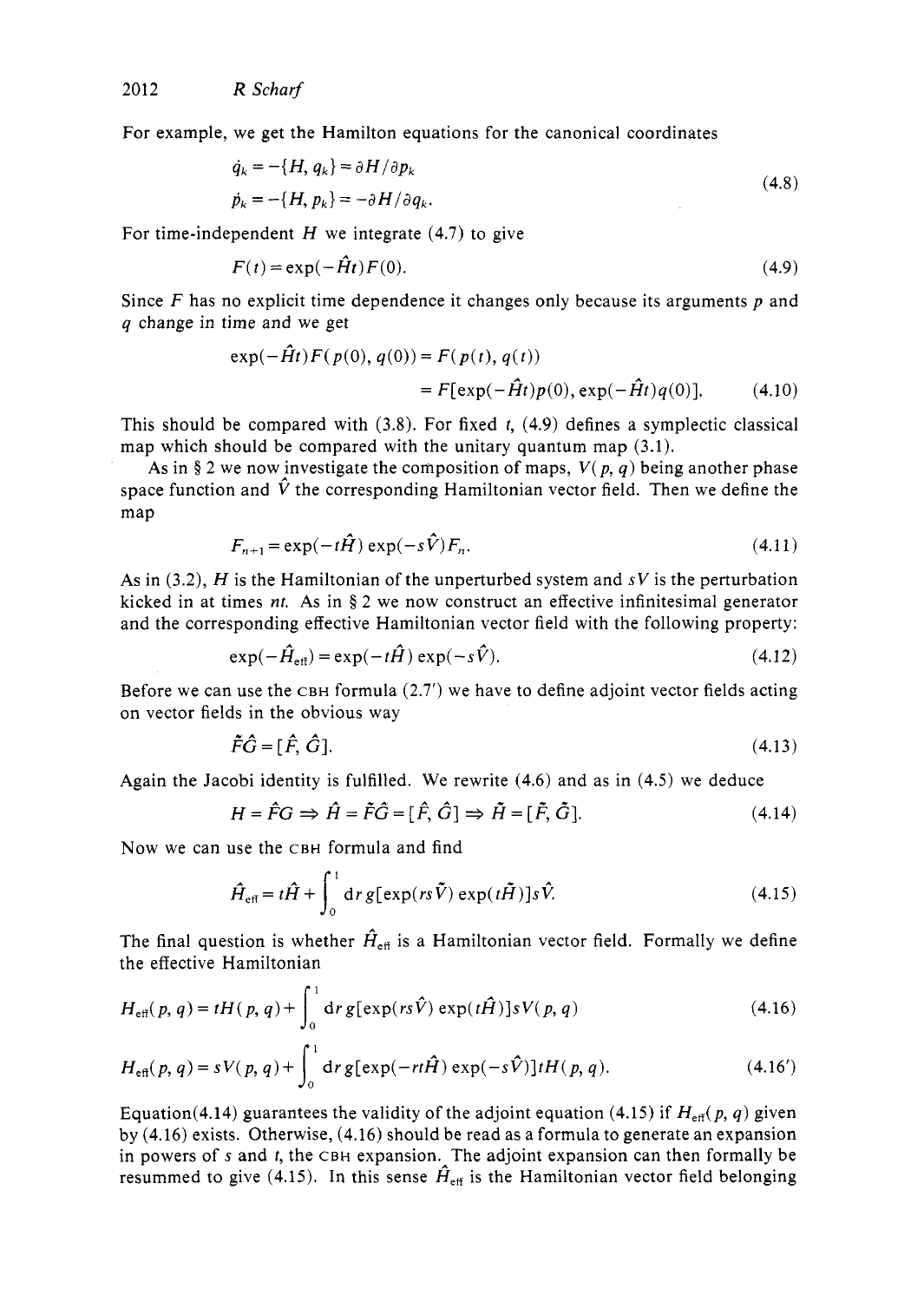For example, we get the Hamilton equations for the canonical coordinates

$$
\begin{aligned}
\dot{q}_k &= -\{H, q_k\} = \partial H/\partial p_k \\
\dot{p}_k &= -\{H, p_k\} = -\partial H/\partial q_k.
\end{aligned}
\tag{4.8}
$$

For time-independent $H$ we integrate (4.7) to give

$$
F(t) = \exp(-\hat{H}t)F(0). \tag{4.9}
$$

Since $F$ has no explicit time dependence it changes only because its arguments $p$ and $q$ change in time and we get

$$
\begin{aligned}
\exp(-\hat{H}t)F(p(0), q(0)) &= F(p(t), q(t)) \\
&= F[\exp(-\hat{H}t)p(0), \exp(-\hat{H}t)q(0)].
\end{aligned}
\tag{4.10}
$$

This should be compared with (3.8). For fixed $t$, (4.9) defines a symplectic classical map which should be compared with the unitary quantum map (3.1).

As in § 2 we now investigate the composition of maps, $V(p, q)$ being another phase space function and $\hat{V}$ the corresponding Hamiltonian vector field. Then we define the map

$$
F_{n+1} = \exp(-t\hat{H})\exp(-s\hat{V})F_n. \tag{4.11}
$$

As in (3.2), $H$ is the Hamiltonian of the unperturbed system and $sV$ is the perturbation kicked in at times $nt$. As in § 2 we now construct an effective infinitesimal generator and the corresponding effective Hamiltonian vector field with the following property:

$$
\exp(-\hat{H}_{\text{eff}}) = \exp(-t\hat{H})\exp(-s\hat{V}). \tag{4.12}
$$

Before we can use the CBH formula (2.7′) we have to define adjoint vector fields acting on vector fields in the obvious way

$$
\tilde{F}\hat{G} = [\hat{F}, \hat{G}]. \tag{4.13}
$$

Again the Jacobi identity is fulfilled. We rewrite (4.6) and as in (4.5) we deduce

$$
H = \hat{F}G \Rightarrow \hat{H} = \tilde{F}\hat{G} = [\hat{F}, \hat{G}] \Rightarrow \tilde{H} = [\tilde{F}, \tilde{G}]. \tag{4.14}
$$

Now we can use the CBH formula and find

$$
\hat{H}_{\text{eff}} = t\hat{H} + \int_0^1 \mathrm{d}r\, g[\exp(rs\tilde{V})\exp(t\tilde{H})]s\hat{V}. \tag{4.15}
$$

The final question is whether $\hat{H}_{\text{eff}}$ is a Hamiltonian vector field. Formally we define the effective Hamiltonian

$$
H_{\text{eff}}(p, q) = tH(p, q) + \int_0^1 \mathrm{d}r\, g[\exp(rs\hat{V})\exp(t\hat{H})]sV(p, q) \tag{4.16}
$$

$$
H_{\text{eff}}(p, q) = sV(p, q) + \int_0^1 \mathrm{d}r\, g[\exp(-rt\hat{H})\exp(-s\hat{V})]tH(p, q). \tag{4.16′}
$$

Equation(4.14) guarantees the validity of the adjoint equation (4.15) if $H_{\text{eff}}(p, q)$ given by (4.16) exists. Otherwise, (4.16) should be read as a formula to generate an expansion in powers of $s$ and $t$, the CBH expansion. The adjoint expansion can then formally be resummed to give (4.15). In this sense $\hat{H}_{\text{eff}}$ is the Hamiltonian vector field belonging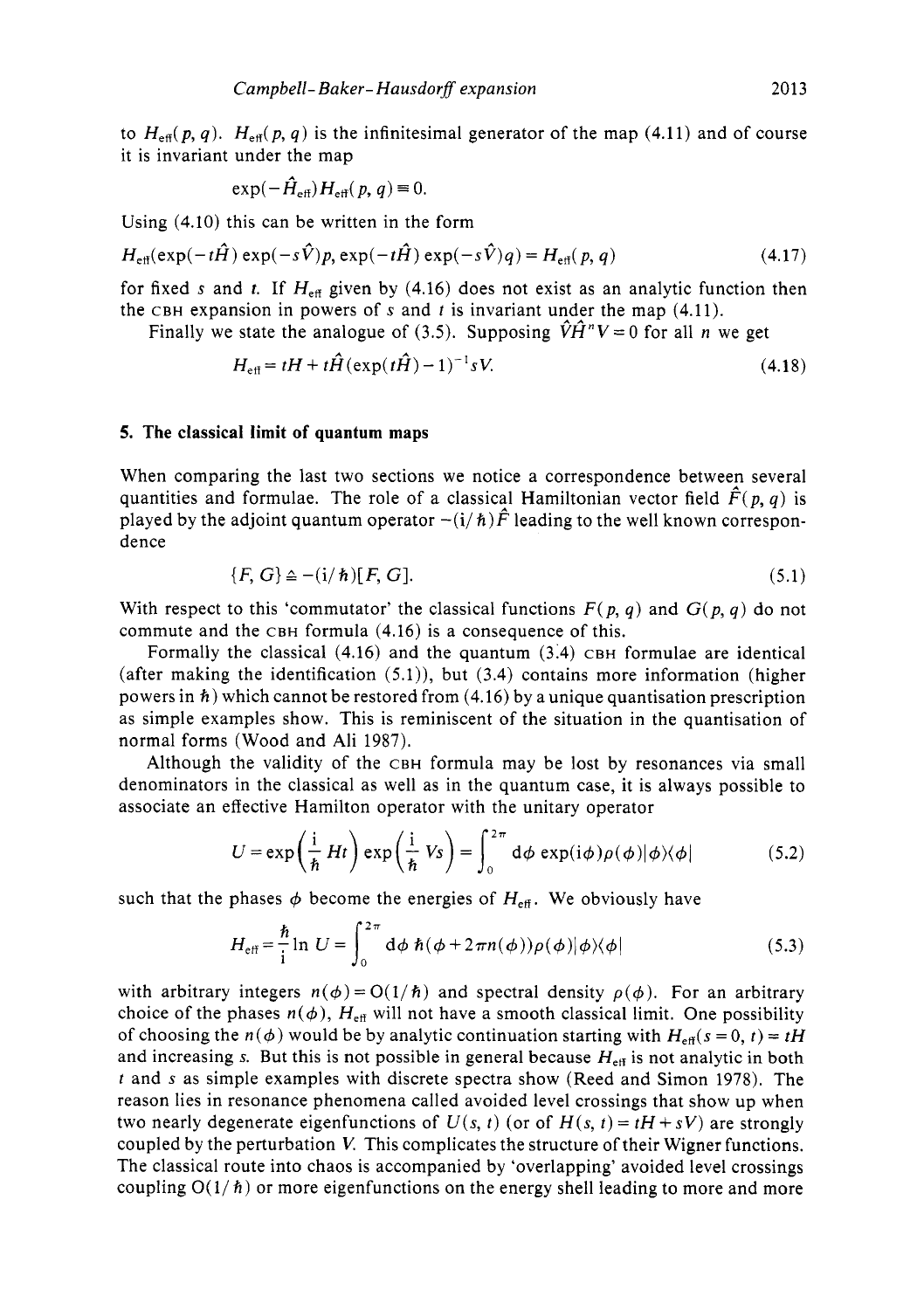to $H_{\text{eff}}(p, q)$. $H_{\text{eff}}(p, q)$ is the infinitesimal generator of the map (4.11) and of course it is invariant under the map

$$\exp(-\hat{H}_{\text{eff}}) H_{\text{eff}}(p, q) \equiv 0.$$

Using (4.10) this can be written in the form

$$H_{\text{eff}}(\exp(-t\hat{H}) \exp(-s\hat{V})p, \exp(-t\hat{H}) \exp(-s\hat{V})q) = H_{\text{eff}}(p, q) \tag{4.17}$$

for fixed $s$ and $t$. If $H_{\text{eff}}$ given by (4.16) does not exist as an analytic function then the CBH expansion in powers of $s$ and $t$ is invariant under the map (4.11).

Finally we state the analogue of (3.5). Supposing $\hat{V}\hat{H}^n V = 0$ for all $n$ we get

$$H_{\text{eff}} = tH + t\hat{H}(\exp(t\hat{H}) - 1)^{-1} sV. \tag{4.18}$$

## 5. The classical limit of quantum maps

When comparing the last two sections we notice a correspondence between several quantities and formulae. The role of a classical Hamiltonian vector field $\hat{F}(p, q)$ is played by the adjoint quantum operator $-(\mathrm{i}/\hbar)\hat{F}$ leading to the well known correspondence

$$\{F, G\} \triangleq -(\mathrm{i}/\hbar)[F, G]. \tag{5.1}$$

With respect to this 'commutator' the classical functions $F(p, q)$ and $G(p, q)$ do not commute and the CBH formula (4.16) is a consequence of this.

Formally the classical (4.16) and the quantum (3.4) CBH formulae are identical (after making the identification (5.1)), but (3.4) contains more information (higher powers in $\hbar$) which cannot be restored from (4.16) by a unique quantisation prescription as simple examples show. This is reminiscent of the situation in the quantisation of normal forms (Wood and Ali 1987).

Although the validity of the CBH formula may be lost by resonances via small denominators in the classical as well as in the quantum case, it is always possible to associate an effective Hamilton operator with the unitary operator

$$U = \exp\left(\frac{\mathrm{i}}{\hbar} Ht\right) \exp\left(\frac{\mathrm{i}}{\hbar} Vs\right) = \int_0^{2\pi} \mathrm{d}\phi \, \exp(\mathrm{i}\phi)\rho(\phi)|\phi\rangle\langle\phi| \tag{5.2}$$

such that the phases $\phi$ become the energies of $H_{\text{eff}}$. We obviously have

$$H_{\text{eff}} = \frac{\hbar}{\mathrm{i}} \ln U = \int_0^{2\pi} \mathrm{d}\phi \, \hbar(\phi + 2\pi n(\phi))\rho(\phi)|\phi\rangle\langle\phi| \tag{5.3}$$

with arbitrary integers $n(\phi) = O(1/\hbar)$ and spectral density $\rho(\phi)$. For an arbitrary choice of the phases $n(\phi)$, $H_{\text{eff}}$ will not have a smooth classical limit. One possibility of choosing the $n(\phi)$ would be by analytic continuation starting with $H_{\text{eff}}(s = 0, t) = tH$ and increasing $s$. But this is not possible in general because $H_{\text{eff}}$ is not analytic in both $t$ and $s$ as simple examples with discrete spectra show (Reed and Simon 1978). The reason lies in resonance phenomena called avoided level crossings that show up when two nearly degenerate eigenfunctions of $U(s, t)$ (or of $H(s, t) = tH + sV$) are strongly coupled by the perturbation $V$. This complicates the structure of their Wigner functions. The classical route into chaos is accompanied by 'overlapping' avoided level crossings coupling $O(1/\hbar)$ or more eigenfunctions on the energy shell leading to more and more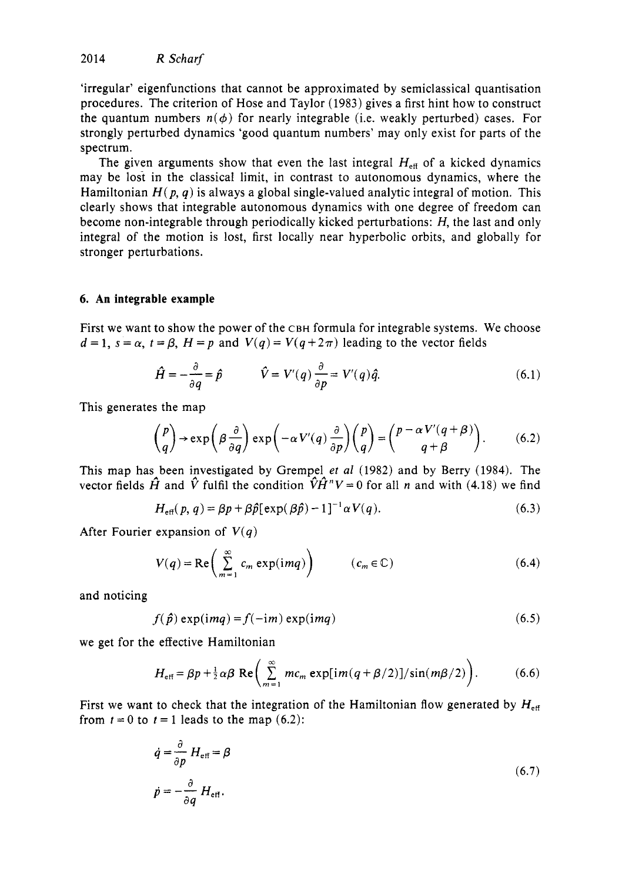'irregular' eigenfunctions that cannot be approximated by semiclassical quantisation procedures. The criterion of Hose and Taylor (1983) gives a first hint how to construct the quantum numbers $n(\phi)$ for nearly integrable (i.e. weakly perturbed) cases. For strongly perturbed dynamics 'good quantum numbers' may only exist for parts of the spectrum.

The given arguments show that even the last integral $H_{\text{eff}}$ of a kicked dynamics may be lost in the classical limit, in contrast to autonomous dynamics, where the Hamiltonian $H(p, q)$ is always a global single-valued analytic integral of motion. This clearly shows that integrable autonomous dynamics with one degree of freedom can become non-integrable through periodically kicked perturbations: $H$, the last and only integral of the motion is lost, first locally near hyperbolic orbits, and globally for stronger perturbations.

## 6. An integrable example

First we want to show the power of the CBH formula for integrable systems. We choose $d = 1$, $s = \alpha$, $t = \beta$, $H = p$ and $V(q) = V(q + 2\pi)$ leading to the vector fields

$$\hat{H} = -\frac{\partial}{\partial q} = \hat{p} \qquad \hat{V} = V'(q)\frac{\partial}{\partial p} = V'(q)\hat{q}. \tag{6.1}$$

This generates the map

$$\begin{pmatrix} p \\ q \end{pmatrix} \to \exp\left(\beta \frac{\partial}{\partial q}\right) \exp\left(-\alpha V'(q) \frac{\partial}{\partial p}\right) \begin{pmatrix} p \\ q \end{pmatrix} = \begin{pmatrix} p - \alpha V'(q+\beta) \\ q + \beta \end{pmatrix}. \tag{6.2}$$

This map has been investigated by Grempel *et al* (1982) and by Berry (1984). The vector fields $\hat{H}$ and $\hat{V}$ fulfil the condition $\hat{V}\hat{H}^n V = 0$ for all $n$ and with (4.18) we find

$$H_{\text{eff}}(p, q) = \beta p + \beta\hat{p}[\exp(\beta\hat{p}) - 1]^{-1} \alpha V(q). \tag{6.3}$$

After Fourier expansion of $V(q)$

$$V(q) = \operatorname{Re}\left(\sum_{m=1}^{\infty} c_m \exp(imq)\right) \qquad (c_m \in \mathbb{C}) \tag{6.4}$$

and noticing

$$f(\hat{p}) \exp(imq) = f(-im) \exp(imq) \tag{6.5}$$

we get for the effective Hamiltonian

$$H_{\text{eff}} = \beta p + \tfrac{1}{2}\alpha\beta \operatorname{Re}\left(\sum_{m=1}^{\infty} mc_m \exp[im(q + \beta/2)]/\sin(m\beta/2)\right). \tag{6.6}$$

First we want to check that the integration of the Hamiltonian flow generated by $H_{\text{eff}}$ from $t = 0$ to $t = 1$ leads to the map (6.2):

$$\begin{aligned} \dot{q} &= \frac{\partial}{\partial p} H_{\text{eff}} = \beta \\ \dot{p} &= -\frac{\partial}{\partial q} H_{\text{eff}}. \end{aligned} \tag{6.7}$$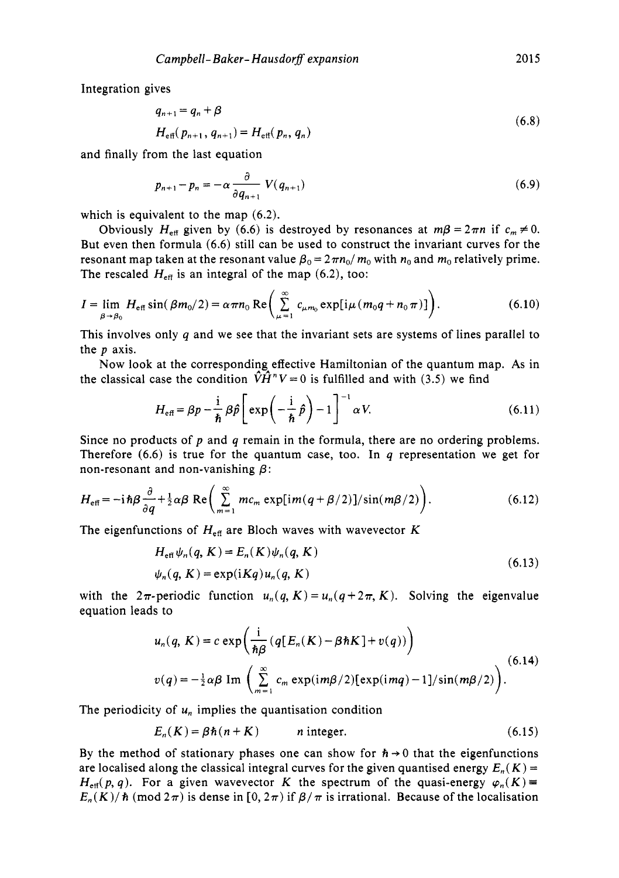Integration gives

$$
\begin{aligned}
q_{n+1} &= q_n + \beta \\
H_{\text{eff}}(p_{n+1}, q_{n+1}) &= H_{\text{eff}}(p_n, q_n)
\end{aligned}
\tag{6.8}
$$

and finally from the last equation

$$
p_{n+1} - p_n = -\alpha \frac{\partial}{\partial q_{n+1}} V(q_{n+1}) \tag{6.9}
$$

which is equivalent to the map (6.2).

Obviously $H_{\text{eff}}$ given by (6.6) is destroyed by resonances at $m\beta = 2\pi n$ if $c_m \neq 0$. But even then formula (6.6) still can be used to construct the invariant curves for the resonant map taken at the resonant value $\beta_0 = 2\pi n_0/m_0$ with $n_0$ and $m_0$ relatively prime. The rescaled $H_{\text{eff}}$ is an integral of the map (6.2), too:

$$
I = \lim_{\beta \to \beta_0} H_{\text{eff}} \sin(\beta m_0/2) = \alpha \pi n_0 \operatorname{Re}\left( \sum_{\mu=1}^{\infty} c_{\mu m_0} \exp[i\mu(m_0 q + n_0 \pi)] \right). \tag{6.10}
$$

This involves only $q$ and we see that the invariant sets are systems of lines parallel to the $p$ axis.

Now look at the corresponding effective Hamiltonian of the quantum map. As in the classical case the condition $\hat{V}\hat{H}^n V = 0$ is fulfilled and with (3.5) we find

$$
H_{\text{eff}} = \beta p - \frac{i}{\hbar} \beta \hat{p} \left[ \exp\left( -\frac{i}{\hbar} \hat{p} \right) - 1 \right]^{-1} \alpha V. \tag{6.11}
$$

Since no products of $p$ and $q$ remain in the formula, there are no ordering problems. Therefore (6.6) is true for the quantum case, too. In $q$ representation we get for non-resonant and non-vanishing $\beta$:

$$
H_{\text{eff}} = -i\hbar\beta \frac{\partial}{\partial q} + \tfrac{1}{2}\alpha\beta \operatorname{Re}\left( \sum_{m=1}^{\infty} m c_m \exp[im(q + \beta/2)]/\sin(m\beta/2) \right). \tag{6.12}
$$

The eigenfunctions of $H_{\text{eff}}$ are Bloch waves with wavevector $K$

$$
\begin{aligned}
H_{\text{eff}} \psi_n(q, K) &= E_n(K) \psi_n(q, K) \\
\psi_n(q, K) &= \exp(iKq) u_n(q, K)
\end{aligned}
\tag{6.13}
$$

with the $2\pi$-periodic function $u_n(q, K) = u_n(q + 2\pi, K)$. Solving the eigenvalue equation leads to

$$
\begin{aligned}
u_n(q, K) &= c \exp\left( \frac{i}{\hbar\beta} (q[E_n(K) - \beta\hbar K] + v(q)) \right) \\
v(q) &= -\tfrac{1}{2}\alpha\beta \operatorname{Im}\left( \sum_{m=1}^{\infty} c_m \exp(im\beta/2)[\exp(imq) - 1]/\sin(m\beta/2) \right).
\end{aligned}
\tag{6.14}
$$

The periodicity of $u_n$ implies the quantisation condition

$$
E_n(K) = \beta\hbar(n + K) \qquad n \text{ integer}. \tag{6.15}
$$

By the method of stationary phases one can show for $\hbar \to 0$ that the eigenfunctions are localised along the classical integral curves for the given quantised energy $E_n(K) = H_{\text{eff}}(p, q)$. For a given wavevector $K$ the spectrum of the quasi-energy $\varphi_n(K) \equiv E_n(K)/\hbar \pmod{2\pi}$ is dense in $[0, 2\pi)$ if $\beta/\pi$ is irrational. Because of the localisation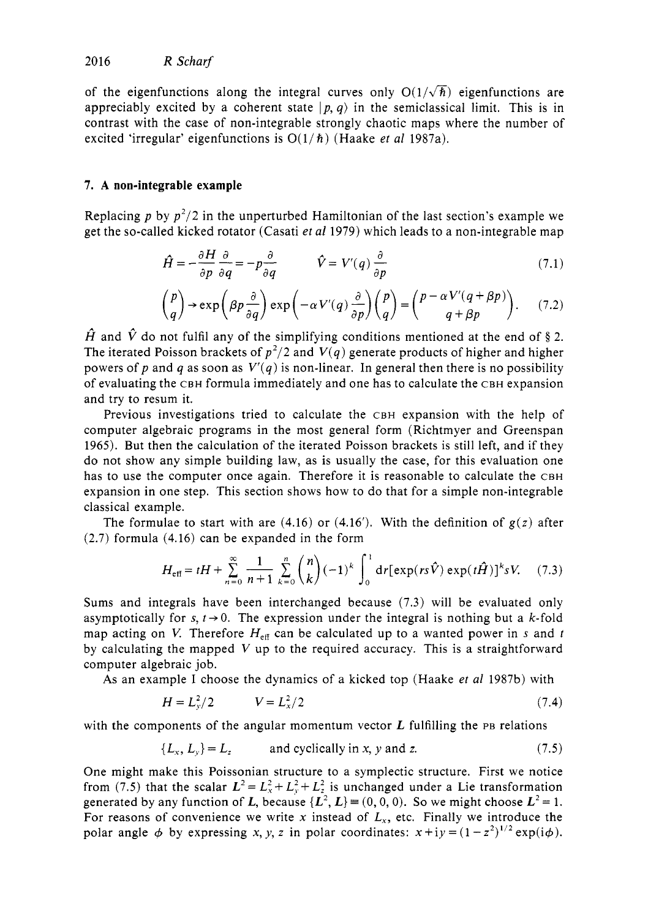of the eigenfunctions along the integral curves only $O(1/\sqrt{\hbar})$ eigenfunctions are appreciably excited by a coherent state $|p, q\rangle$ in the semiclassical limit. This is in contrast with the case of non-integrable strongly chaotic maps where the number of excited 'irregular' eigenfunctions is $O(1/\hbar)$ (Haake *et al* 1987a).

## 7. A non-integrable example

Replacing $p$ by $p^2/2$ in the unperturbed Hamiltonian of the last section's example we get the so-called kicked rotator (Casati *et al* 1979) which leads to a non-integrable map

$$\hat{H} = -\frac{\partial H}{\partial p}\frac{\partial}{\partial q} = -p\frac{\partial}{\partial q} \qquad \hat{V} = V'(q)\frac{\partial}{\partial p} \tag{7.1}$$

$$\begin{pmatrix} p \\ q \end{pmatrix} \to \exp\left(\beta p \frac{\partial}{\partial q}\right) \exp\left(-\alpha V'(q)\frac{\partial}{\partial p}\right)\begin{pmatrix} p \\ q \end{pmatrix} = \begin{pmatrix} p - \alpha V'(q+\beta p) \\ q + \beta p \end{pmatrix}. \tag{7.2}$$

$\hat{H}$ and $\hat{V}$ do not fulfil any of the simplifying conditions mentioned at the end of § 2. The iterated Poisson brackets of $p^2/2$ and $V(q)$ generate products of higher and higher powers of $p$ and $q$ as soon as $V'(q)$ is non-linear. In general then there is no possibility of evaluating the CBH formula immediately and one has to calculate the CBH expansion and try to resum it.

Previous investigations tried to calculate the CBH expansion with the help of computer algebraic programs in the most general form (Richtmyer and Greenspan 1965). But then the calculation of the iterated Poisson brackets is still left, and if they do not show any simple building law, as is usually the case, for this evaluation one has to use the computer once again. Therefore it is reasonable to calculate the CBH expansion in one step. This section shows how to do that for a simple non-integrable classical example.

The formulae to start with are (4.16) or (4.16'). With the definition of $g(z)$ after (2.7) formula (4.16) can be expanded in the form

$$H_{\text{eff}} = tH + \sum_{n=0}^{\infty} \frac{1}{n+1} \sum_{k=0}^{n} \binom{n}{k} (-1)^k \int_0^1 \mathrm{d}r [\exp(rs\hat{V}) \exp(t\hat{H})]^k sV. \tag{7.3}$$

Sums and integrals have been interchanged because (7.3) will be evaluated only asymptotically for $s, t \to 0$. The expression under the integral is nothing but a $k$-fold map acting on $V$. Therefore $H_{\text{eff}}$ can be calculated up to a wanted power in $s$ and $t$ by calculating the mapped $V$ up to the required accuracy. This is a straightforward computer algebraic job.

As an example I choose the dynamics of a kicked top (Haake *et al* 1987b) with

$$H = L_y^2/2 \qquad V = L_x^2/2 \tag{7.4}$$

with the components of the angular momentum vector $\boldsymbol{L}$ fulfilling the PB relations

$$\{L_x, L_y\} = L_z \qquad \text{and cyclically in } x, y \text{ and } z. \tag{7.5}$$

One might make this Poissonian structure to a symplectic structure. First we notice from (7.5) that the scalar $\boldsymbol{L}^2 = L_x^2 + L_y^2 + L_z^2$ is unchanged under a Lie transformation generated by any function of $\boldsymbol{L}$, because $\{\boldsymbol{L}^2, \boldsymbol{L}\} \equiv (0, 0, 0)$. So we might choose $\boldsymbol{L}^2 = 1$. For reasons of convenience we write $x$ instead of $L_x$, etc. Finally we introduce the polar angle $\phi$ by expressing $x, y, z$ in polar coordinates: $x + \mathrm{i}y = (1 - z^2)^{1/2}\exp(\mathrm{i}\phi)$.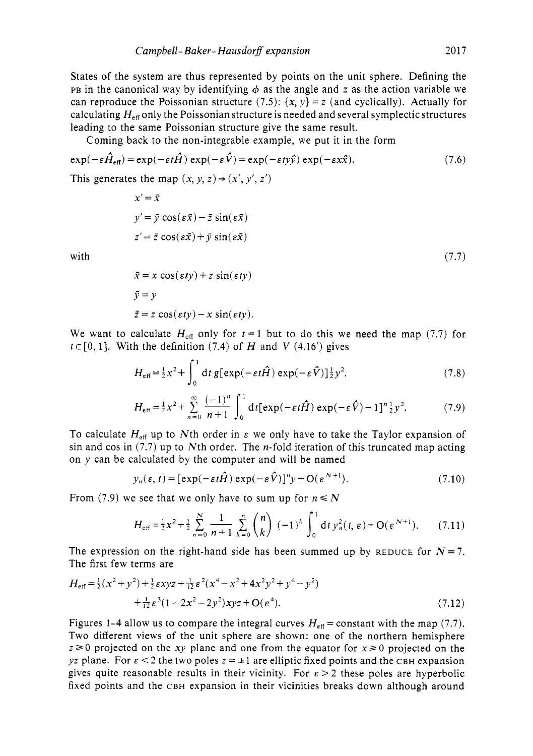States of the system are thus represented by points on the unit sphere. Defining the PB in the canonical way by identifying $\phi$ as the angle and $z$ as the action variable we can reproduce the Poissonian structure (7.5): $\{x, y\} = z$ (and cyclically). Actually for calculating $H_{\text{eff}}$ only the Poissonian structure is needed and several symplectic structures leading to the same Poissonian structure give the same result.

Coming back to the non-integrable example, we put it in the form

$$\exp(-\varepsilon \hat{H}_{\text{eff}}) = \exp(-\varepsilon t \hat{H}) \exp(-\varepsilon \hat{V}) = \exp(-\varepsilon t y \hat{y}) \exp(-\varepsilon x \hat{x}). \tag{7.6}$$

This generates the map $(x, y, z) \to (x', y', z')$

$$\begin{aligned}
x' &= \bar{x} \\
y' &= \bar{y} \cos(\varepsilon \bar{x}) - \bar{z} \sin(\varepsilon \bar{x}) \\
z' &= \bar{z} \cos(\varepsilon \bar{x}) + \bar{y} \sin(\varepsilon \bar{x})
\end{aligned}$$

with $\hfill (7.7)$

$$\begin{aligned}
\bar{x} &= x \cos(\varepsilon t y) + z \sin(\varepsilon t y) \\
\bar{y} &= y \\
\bar{z} &= z \cos(\varepsilon t y) - x \sin(\varepsilon t y).
\end{aligned}$$

We want to calculate $H_{\text{eff}}$ only for $t = 1$ but to do this we need the map (7.7) for $t \in [0, 1]$. With the definition (7.4) of $H$ and $V$ (4.16′) gives

$$H_{\text{eff}} = \tfrac{1}{2}x^2 + \int_0^1 \mathrm{d}t\, g[\exp(-\varepsilon t \hat{H}) \exp(-\varepsilon \hat{V})] \tfrac{1}{2} y^2. \tag{7.8}$$

$$H_{\text{eff}} = \tfrac{1}{2}x^2 + \sum_{n=0}^{\infty} \frac{(-1)^n}{n+1} \int_0^1 \mathrm{d}t [\exp(-\varepsilon t \hat{H}) \exp(-\varepsilon \hat{V}) - 1]^n \tfrac{1}{2} y^2. \tag{7.9}$$

To calculate $H_{\text{eff}}$ up to $N$th order in $\varepsilon$ we only have to take the Taylor expansion of sin and cos in (7.7) up to $N$th order. The $n$-fold iteration of this truncated map acting on $y$ can be calculated by the computer and will be named

$$y_n(\varepsilon, t) = [\exp(-\varepsilon t \hat{H}) \exp(-\varepsilon \hat{V})]^n y + O(\varepsilon^{N+1}). \tag{7.10}$$

From (7.9) we see that we only have to sum up for $n \leq N$

$$H_{\text{eff}} = \tfrac{1}{2}x^2 + \tfrac{1}{2} \sum_{n=0}^{N} \frac{1}{n+1} \sum_{k=0}^{n} \binom{n}{k} (-1)^k \int_0^1 \mathrm{d}t\, y_n^2(t, \varepsilon) + O(\varepsilon^{N+1}). \tag{7.11}$$

The expression on the right-hand side has been summed up by REDUCE for $N = 7$. The first few terms are

$$\begin{aligned}
H_{\text{eff}} = {} & \tfrac{1}{2}(x^2 + y^2) + \tfrac{1}{2}\varepsilon xyz + \tfrac{1}{12}\varepsilon^2(x^4 - x^2 + 4x^2y^2 + y^4 - y^2) \\
& + \tfrac{1}{12}\varepsilon^3(1 - 2x^2 - 2y^2)xyz + O(\varepsilon^4).
\end{aligned} \tag{7.12}$$

Figures 1–4 allow us to compare the integral curves $H_{\text{eff}} = \text{constant}$ with the map (7.7). Two different views of the unit sphere are shown: one of the northern hemisphere $z \geq 0$ projected on the $xy$ plane and one from the equator for $x \geq 0$ projected on the $yz$ plane. For $\varepsilon < 2$ the two poles $z = \pm 1$ are elliptic fixed points and the CBH expansion gives quite reasonable results in their vicinity. For $\varepsilon > 2$ these poles are hyperbolic fixed points and the CBH expansion in their vicinities breaks down although around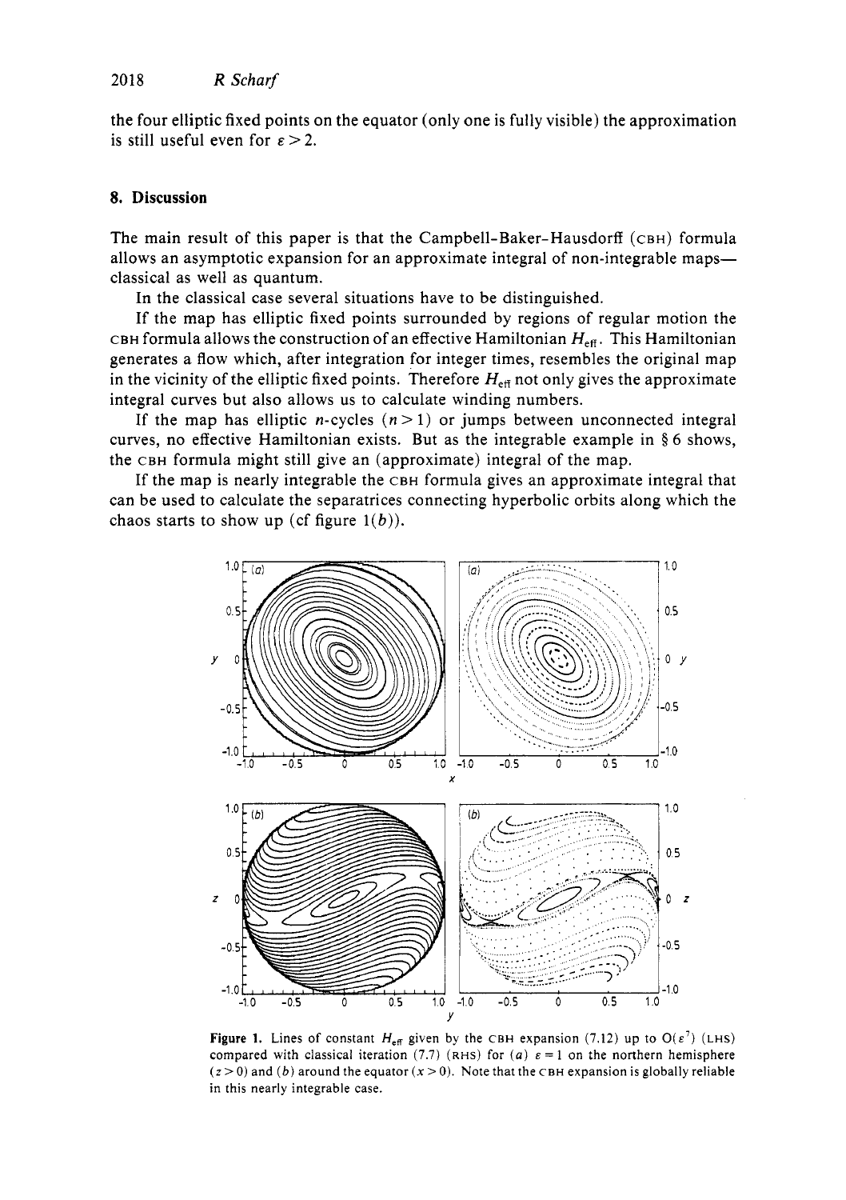the four elliptic fixed points on the equator (only one is fully visible) the approximation is still useful even for $\varepsilon > 2$.

## 8. Discussion

The main result of this paper is that the Campbell-Baker-Hausdorff (CBH) formula allows an asymptotic expansion for an approximate integral of non-integrable maps—classical as well as quantum.

In the classical case several situations have to be distinguished.

If the map has elliptic fixed points surrounded by regions of regular motion the CBH formula allows the construction of an effective Hamiltonian $H_{\text{eff}}$. This Hamiltonian generates a flow which, after integration for integer times, resembles the original map in the vicinity of the elliptic fixed points. Therefore $H_{\text{eff}}$ not only gives the approximate integral curves but also allows us to calculate winding numbers.

If the map has elliptic $n$-cycles ($n > 1$) or jumps between unconnected integral curves, no effective Hamiltonian exists. But as the integrable example in § 6 shows, the CBH formula might still give an (approximate) integral of the map.

If the map is nearly integrable the CBH formula gives an approximate integral that can be used to calculate the separatrices connecting hyperbolic orbits along which the chaos starts to show up (cf figure 1($b$)).

**Figure 1.** Lines of constant $H_{\text{eff}}$ given by the CBH expansion (7.12) up to $O(\varepsilon^7)$ (LHS) compared with classical iteration (7.7) (RHS) for ($a$) $\varepsilon = 1$ on the northern hemisphere ($z > 0$) and ($b$) around the equator ($x > 0$). Note that the CBH expansion is globally reliable in this nearly integrable case.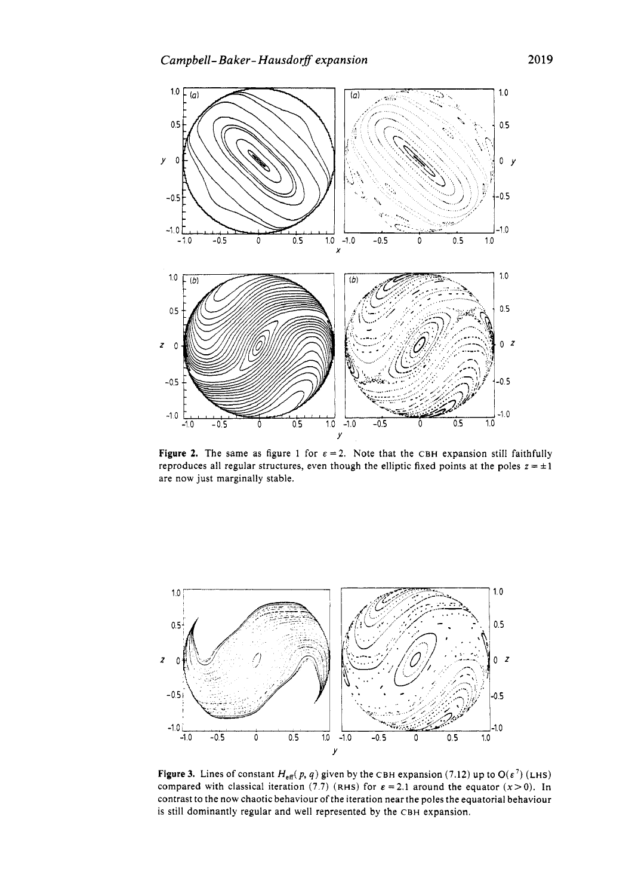**Figure 2.** The same as figure 1 for $\varepsilon = 2$. Note that the CBH expansion still faithfully reproduces all regular structures, even though the elliptic fixed points at the poles $z = \pm 1$ are now just marginally stable.

**Figure 3.** Lines of constant $H_{\text{eff}}(p, q)$ given by the CBH expansion (7.12) up to $O(\varepsilon^7)$ (LHS) compared with classical iteration (7.7) (RHS) for $\varepsilon = 2.1$ around the equator ($x > 0$). In contrast to the now chaotic behaviour of the iteration near the poles the equatorial behaviour is still dominantly regular and well represented by the CBH expansion.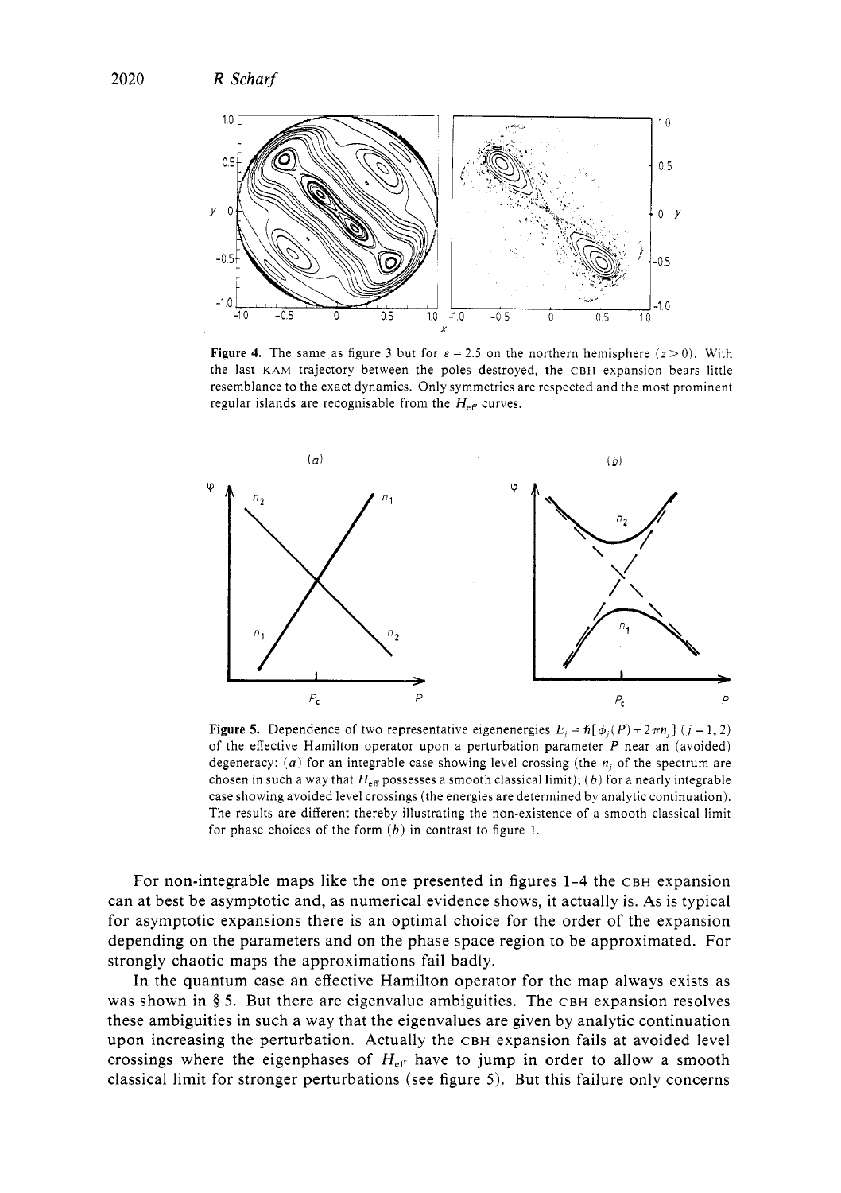**Figure 4.** The same as figure 3 but for $\varepsilon = 2.5$ on the northern hemisphere ($z > 0$). With the last KAM trajectory between the poles destroyed, the CBH expansion bears little resemblance to the exact dynamics. Only symmetries are respected and the most prominent regular islands are recognisable from the $H_{\text{eff}}$ curves.

**Figure 5.** Dependence of two representative eigenenergies $E_j = \hbar[\phi_j(P) + 2\pi n_j]$ ($j = 1, 2$) of the effective Hamilton operator upon a perturbation parameter $P$ near an (avoided) degeneracy: ($a$) for an integrable case showing level crossing (the $n_j$ of the spectrum are chosen in such a way that $H_{\text{eff}}$ possesses a smooth classical limit); ($b$) for a nearly integrable case showing avoided level crossings (the energies are determined by analytic continuation). The results are different thereby illustrating the non-existence of a smooth classical limit for phase choices of the form ($b$) in contrast to figure 1.

For non-integrable maps like the one presented in figures 1-4 the CBH expansion can at best be asymptotic and, as numerical evidence shows, it actually is. As is typical for asymptotic expansions there is an optimal choice for the order of the expansion depending on the parameters and on the phase space region to be approximated. For strongly chaotic maps the approximations fail badly.

In the quantum case an effective Hamilton operator for the map always exists as was shown in § 5. But there are eigenvalue ambiguities. The CBH expansion resolves these ambiguities in such a way that the eigenvalues are given by analytic continuation upon increasing the perturbation. Actually the CBH expansion fails at avoided level crossings where the eigenphases of $H_{\text{eff}}$ have to jump in order to allow a smooth classical limit for stronger perturbations (see figure 5). But this failure only concerns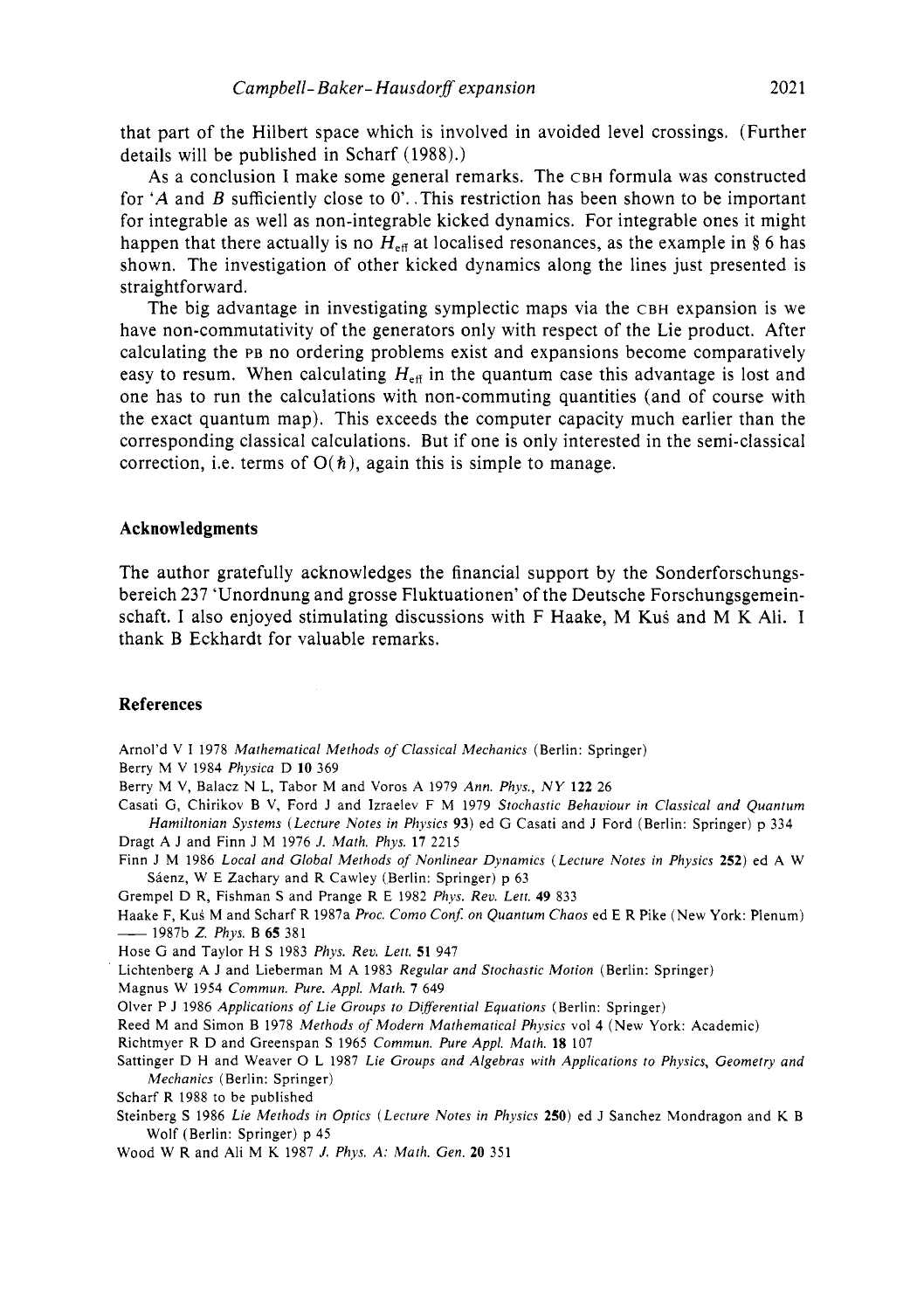that part of the Hilbert space which is involved in avoided level crossings. (Further details will be published in Scharf (1988).)

As a conclusion I make some general remarks. The CBH formula was constructed for '$A$ and $B$ sufficiently close to 0'. This restriction has been shown to be important for integrable as well as non-integrable kicked dynamics. For integrable ones it might happen that there actually is no $H_{\text{eff}}$ at localised resonances, as the example in § 6 has shown. The investigation of other kicked dynamics along the lines just presented is straightforward.

The big advantage in investigating symplectic maps via the CBH expansion is we have non-commutativity of the generators only with respect of the Lie product. After calculating the PB no ordering problems exist and expansions become comparatively easy to resum. When calculating $H_{\text{eff}}$ in the quantum case this advantage is lost and one has to run the calculations with non-commuting quantities (and of course with the exact quantum map). This exceeds the computer capacity much earlier than the corresponding classical calculations. But if one is only interested in the semi-classical correction, i.e. terms of $O(\hbar)$, again this is simple to manage.

## Acknowledgments

The author gratefully acknowledges the financial support by the Sonderforschungsbereich 237 'Unordnung and grosse Fluktuationen' of the Deutsche Forschungsgemeinschaft. I also enjoyed stimulating discussions with F Haake, M Kuś and M K Ali. I thank B Eckhardt for valuable remarks.

## References

Arnol'd V I 1978 *Mathematical Methods of Classical Mechanics* (Berlin: Springer)

Berry M V 1984 *Physica* D **10** 369

Berry M V, Balacz N L, Tabor M and Voros A 1979 *Ann. Phys., NY* **122** 26

Casati G, Chirikov B V, Ford J and Izraelev F M 1979 *Stochastic Behaviour in Classical and Quantum Hamiltonian Systems* (*Lecture Notes in Physics* **93**) ed G Casati and J Ford (Berlin: Springer) p 334

Dragt A J and Finn J M 1976 *J. Math. Phys.* **17** 2215

Finn J M 1986 *Local and Global Methods of Nonlinear Dynamics* (*Lecture Notes in Physics* **252**) ed A W Sáenz, W E Zachary and R Cawley (Berlin: Springer) p 63

Grempel D R, Fishman S and Prange R E 1982 *Phys. Rev. Lett.* **49** 833

Haake F, Kuś M and Scharf R 1987a *Proc. Como Conf. on Quantum Chaos* ed E R Pike (New York: Plenum)

—— 1987b *Z. Phys.* B **65** 381

Hose G and Taylor H S 1983 *Phys. Rev. Lett.* **51** 947

Lichtenberg A J and Lieberman M A 1983 *Regular and Stochastic Motion* (Berlin: Springer)

Magnus W 1954 *Commun. Pure. Appl. Math.* **7** 649

Olver P J 1986 *Applications of Lie Groups to Differential Equations* (Berlin: Springer)

Reed M and Simon B 1978 *Methods of Modern Mathematical Physics* vol 4 (New York: Academic)

Richtmyer R D and Greenspan S 1965 *Commun. Pure Appl. Math.* **18** 107

Sattinger D H and Weaver O L 1987 *Lie Groups and Algebras with Applications to Physics, Geometry and Mechanics* (Berlin: Springer)

Scharf R 1988 to be published

Steinberg S 1986 *Lie Methods in Optics* (*Lecture Notes in Physics* **250**) ed J Sanchez Mondragon and K B Wolf (Berlin: Springer) p 45

Wood W R and Ali M K 1987 *J. Phys. A: Math. Gen.* **20** 351